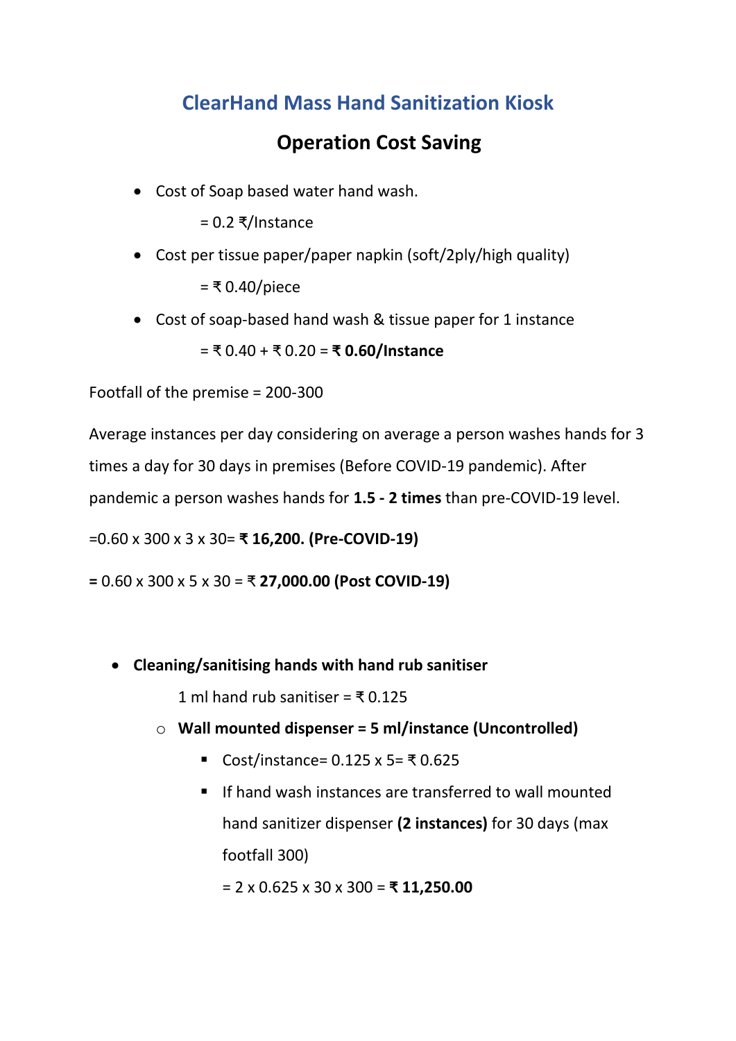# ClearHand Mass Hand Sanitization Kiosk

## Operation Cost Saving

- Cost of Soap based water hand wash.

  = 0.2 ₹/Instance

- Cost per tissue paper/paper napkin (soft/2ply/high quality)

  = ₹ 0.40/piece

- Cost of soap-based hand wash & tissue paper for 1 instance

  = ₹ 0.40 + ₹ 0.20 = **₹ 0.60/Instance**

Footfall of the premise = 200-300

Average instances per day considering on average a person washes hands for 3 times a day for 30 days in premises (Before COVID-19 pandemic). After pandemic a person washes hands for **1.5 - 2 times** than pre-COVID-19 level.

=0.60 x 300 x 3 x 30= **₹ 16,200. (Pre-COVID-19)**

**=** 0.60 x 300 x 5 x 30 = ₹ **27,000.00 (Post COVID-19)**

- **Cleaning/sanitising hands with hand rub sanitiser**

  1 ml hand rub sanitiser = ₹ 0.125

  - **Wall mounted dispenser = 5 ml/instance (Uncontrolled)**
    - Cost/instance= 0.125 x 5= ₹ 0.625
    - If hand wash instances are transferred to wall mounted hand sanitizer dispenser **(2 instances)** for 30 days (max footfall 300)

      = 2 x 0.625 x 30 x 300 = **₹ 11,250.00**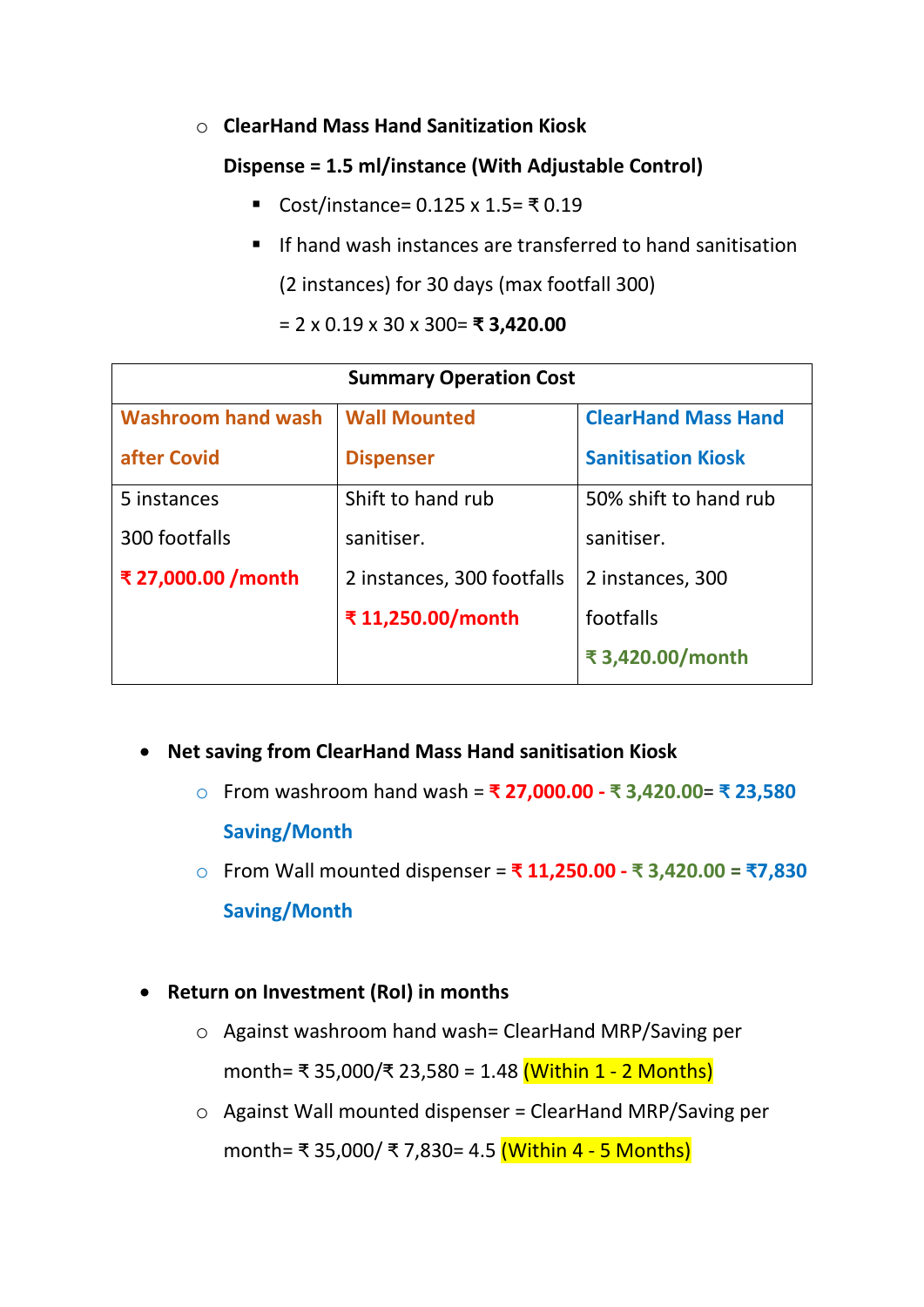- **ClearHand Mass Hand Sanitization Kiosk**

  **Dispense = 1.5 ml/instance (With Adjustable Control)**

  - Cost/instance= 0.125 x 1.5= ₹ 0.19
  - If hand wash instances are transferred to hand sanitisation (2 instances) for 30 days (max footfall 300)

    = 2 x 0.19 x 30 x 300= **₹ 3,420.00**

| **Summary Operation Cost** | | |
|---|---|---|
| **Washroom hand wash after Covid** | **Wall Mounted Dispenser** | **ClearHand Mass Hand Sanitisation Kiosk** |
| 5 instances<br>300 footfalls<br>**₹ 27,000.00 /month** | Shift to hand rub sanitiser.<br>2 instances, 300 footfalls<br>**₹ 11,250.00/month** | 50% shift to hand rub sanitiser.<br>2 instances, 300 footfalls<br>**₹ 3,420.00/month** |

- **Net saving from ClearHand Mass Hand sanitisation Kiosk**
  - From washroom hand wash = **₹ 27,000.00 - ₹ 3,420.00**= **₹ 23,580 Saving/Month**
  - From Wall mounted dispenser = **₹ 11,250.00 - ₹ 3,420.00 = ₹7,830 Saving/Month**

- **Return on Investment (RoI) in months**
  - Against washroom hand wash= ClearHand MRP/Saving per month= ₹ 35,000/₹ 23,580 = 1.48 (Within 1 - 2 Months)
  - Against Wall mounted dispenser = ClearHand MRP/Saving per month= ₹ 35,000/ ₹ 7,830= 4.5 (Within 4 - 5 Months)